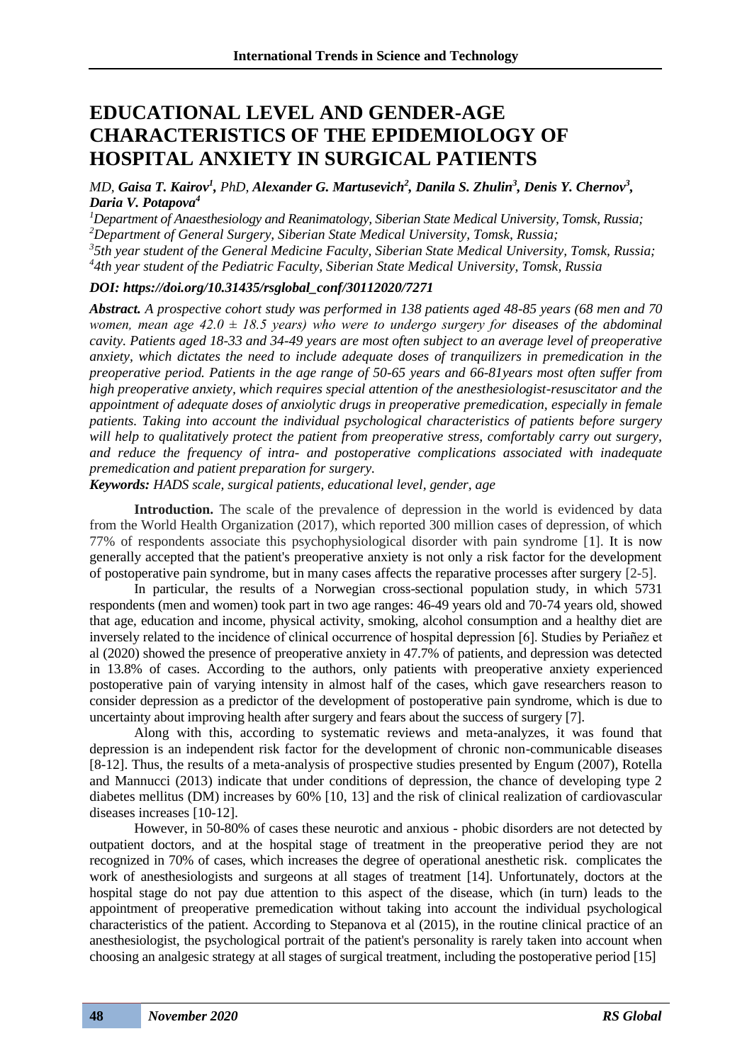# EDUCATIONAL LEVEL AND GENDER-AGE CHARACTERISTICS OF THE EPIDEMIOLOGY OF HOSPITAL ANXIETY IN SURGICAL PATIENTS

*MD,* ***Gaisa T. Kairov[1]****, PhD,* ***Alexander G. Martusevich[2], Danila S. Zhulin[3], Denis Y. Chernov[3], Daria V. Potapova[4]***

*[1]Department of Anaesthesiology and Reanimatology, Siberian State Medical University, Tomsk, Russia;*
*[2]Department of General Surgery, Siberian State Medical University, Tomsk, Russia;*
*[3]5th year student of the General Medicine Faculty, Siberian State Medical University, Tomsk, Russia;*
*[4]4th year student of the Pediatric Faculty, Siberian State Medical University, Tomsk, Russia*

***DOI: https://doi.org/10.31435/rsglobal_conf/30112020/7271***

***Abstract.*** *A prospective cohort study was performed in 138 patients aged 48-85 years (68 men and 70 women, mean age 42.0 ± 18.5 years) who were to undergo surgery for diseases of the abdominal cavity. Patients aged 18-33 and 34-49 years are most often subject to an average level of preoperative anxiety, which dictates the need to include adequate doses of tranquilizers in premedication in the preoperative period. Patients in the age range of 50-65 years and 66-81years most often suffer from high preoperative anxiety, which requires special attention of the anesthesiologist-resuscitator and the appointment of adequate doses of anxiolytic drugs in preoperative premedication, especially in female patients. Taking into account the individual psychological characteristics of patients before surgery will help to qualitatively protect the patient from preoperative stress, comfortably carry out surgery, and reduce the frequency of intra- and postoperative complications associated with inadequate premedication and patient preparation for surgery.*

***Keywords:*** *HADS scale, surgical patients, educational level, gender, age*

**Introduction.** The scale of the prevalence of depression in the world is evidenced by data from the World Health Organization (2017), which reported 300 million cases of depression, of which 77% of respondents associate this psychophysiological disorder with pain syndrome [1]. It is now generally accepted that the patient's preoperative anxiety is not only a risk factor for the development of postoperative pain syndrome, but in many cases affects the reparative processes after surgery [2-5].

In particular, the results of a Norwegian cross-sectional population study, in which 5731 respondents (men and women) took part in two age ranges: 46-49 years old and 70-74 years old, showed that age, education and income, physical activity, smoking, alcohol consumption and a healthy diet are inversely related to the incidence of clinical occurrence of hospital depression [6]. Studies by Periañez et al (2020) showed the presence of preoperative anxiety in 47.7% of patients, and depression was detected in 13.8% of cases. According to the authors, only patients with preoperative anxiety experienced postoperative pain of varying intensity in almost half of the cases, which gave researchers reason to consider depression as a predictor of the development of postoperative pain syndrome, which is due to uncertainty about improving health after surgery and fears about the success of surgery [7].

Along with this, according to systematic reviews and meta-analyzes, it was found that depression is an independent risk factor for the development of chronic non-communicable diseases [8-12]. Thus, the results of a meta-analysis of prospective studies presented by Engum (2007), Rotella and Mannucci (2013) indicate that under conditions of depression, the chance of developing type 2 diabetes mellitus (DM) increases by 60% [10, 13] and the risk of clinical realization of cardiovascular diseases increases [10-12].

However, in 50-80% of cases these neurotic and anxious - phobic disorders are not detected by outpatient doctors, and at the hospital stage of treatment in the preoperative period they are not recognized in 70% of cases, which increases the degree of operational anesthetic risk. complicates the work of anesthesiologists and surgeons at all stages of treatment [14]. Unfortunately, doctors at the hospital stage do not pay due attention to this aspect of the disease, which (in turn) leads to the appointment of preoperative premedication without taking into account the individual psychological characteristics of the patient. According to Stepanova et al (2015), in the routine clinical practice of an anesthesiologist, the psychological portrait of the patient's personality is rarely taken into account when choosing an analgesic strategy at all stages of surgical treatment, including the postoperative period [15]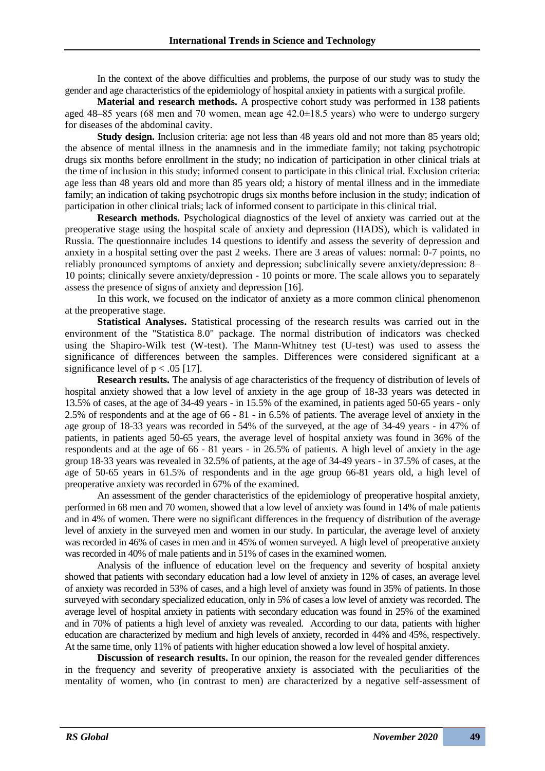In the context of the above difficulties and problems, the purpose of our study was to study the gender and age characteristics of the epidemiology of hospital anxiety in patients with a surgical profile.

**Material and research methods.** A prospective cohort study was performed in 138 patients aged 48–85 years (68 men and 70 women, mean age 42.0±18.5 years) who were to undergo surgery for diseases of the abdominal cavity.

**Study design.** Inclusion criteria: age not less than 48 years old and not more than 85 years old; the absence of mental illness in the anamnesis and in the immediate family; not taking psychotropic drugs six months before enrollment in the study; no indication of participation in other clinical trials at the time of inclusion in this study; informed consent to participate in this clinical trial. Exclusion criteria: age less than 48 years old and more than 85 years old; a history of mental illness and in the immediate family; an indication of taking psychotropic drugs six months before inclusion in the study; indication of participation in other clinical trials; lack of informed consent to participate in this clinical trial.

**Research methods.** Psychological diagnostics of the level of anxiety was carried out at the preoperative stage using the hospital scale of anxiety and depression (HADS), which is validated in Russia. The questionnaire includes 14 questions to identify and assess the severity of depression and anxiety in a hospital setting over the past 2 weeks. There are 3 areas of values: normal: 0-7 points, no reliably pronounced symptoms of anxiety and depression; subclinically severe anxiety/depression: 8–10 points; clinically severe anxiety/depression - 10 points or more. The scale allows you to separately assess the presence of signs of anxiety and depression [16].

In this work, we focused on the indicator of anxiety as a more common clinical phenomenon at the preoperative stage.

**Statistical Analyses.** Statistical processing of the research results was carried out in the environment of the "Statistica 8.0" package. The normal distribution of indicators was checked using the Shapiro-Wilk test (W-test). The Mann-Whitney test (U-test) was used to assess the significance of differences between the samples. Differences were considered significant at a significance level of $p < .05$ [17].

**Research results.** The analysis of age characteristics of the frequency of distribution of levels of hospital anxiety showed that a low level of anxiety in the age group of 18-33 years was detected in 13.5% of cases, at the age of 34-49 years - in 15.5% of the examined, in patients aged 50-65 years - only 2.5% of respondents and at the age of 66 - 81 - in 6.5% of patients. The average level of anxiety in the age group of 18-33 years was recorded in 54% of the surveyed, at the age of 34-49 years - in 47% of patients, in patients aged 50-65 years, the average level of hospital anxiety was found in 36% of the respondents and at the age of 66 - 81 years - in 26.5% of patients. A high level of anxiety in the age group 18-33 years was revealed in 32.5% of patients, at the age of 34-49 years - in 37.5% of cases, at the age of 50-65 years in 61.5% of respondents and in the age group 66-81 years old, a high level of preoperative anxiety was recorded in 67% of the examined.

An assessment of the gender characteristics of the epidemiology of preoperative hospital anxiety, performed in 68 men and 70 women, showed that a low level of anxiety was found in 14% of male patients and in 4% of women. There were no significant differences in the frequency of distribution of the average level of anxiety in the surveyed men and women in our study. In particular, the average level of anxiety was recorded in 46% of cases in men and in 45% of women surveyed. A high level of preoperative anxiety was recorded in 40% of male patients and in 51% of cases in the examined women.

Analysis of the influence of education level on the frequency and severity of hospital anxiety showed that patients with secondary education had a low level of anxiety in 12% of cases, an average level of anxiety was recorded in 53% of cases, and a high level of anxiety was found in 35% of patients. In those surveyed with secondary specialized education, only in 5% of cases a low level of anxiety was recorded. The average level of hospital anxiety in patients with secondary education was found in 25% of the examined and in 70% of patients a high level of anxiety was revealed. According to our data, patients with higher education are characterized by medium and high levels of anxiety, recorded in 44% and 45%, respectively. At the same time, only 11% of patients with higher education showed a low level of hospital anxiety.

**Discussion of research results.** In our opinion, the reason for the revealed gender differences in the frequency and severity of preoperative anxiety is associated with the peculiarities of the mentality of women, who (in contrast to men) are characterized by a negative self-assessment of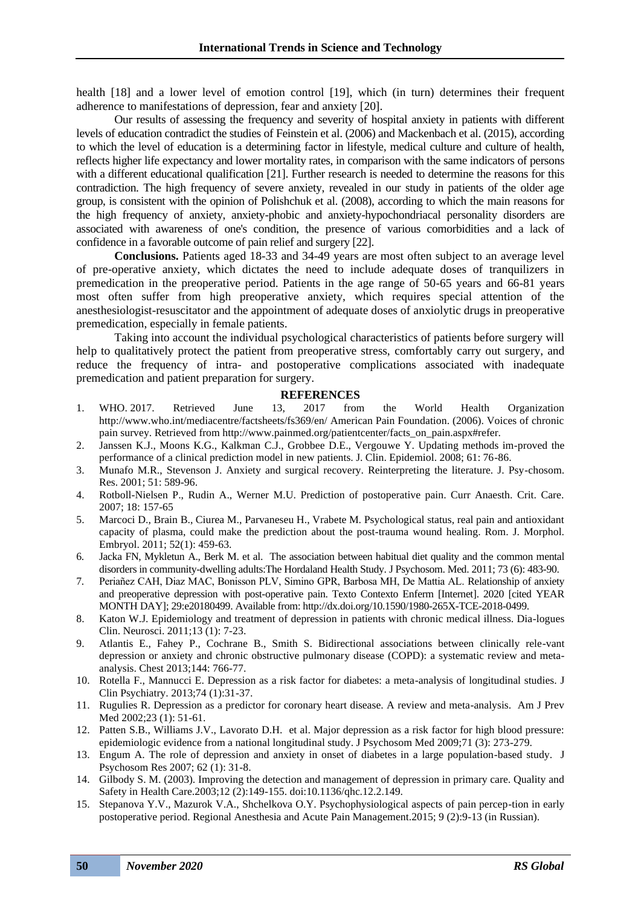health [18] and a lower level of emotion control [19], which (in turn) determines their frequent adherence to manifestations of depression, fear and anxiety [20].

Our results of assessing the frequency and severity of hospital anxiety in patients with different levels of education contradict the studies of Feinstein et al. (2006) and Mackenbach et al. (2015), according to which the level of education is a determining factor in lifestyle, medical culture and culture of health, reflects higher life expectancy and lower mortality rates, in comparison with the same indicators of persons with a different educational qualification [21]. Further research is needed to determine the reasons for this contradiction. The high frequency of severe anxiety, revealed in our study in patients of the older age group, is consistent with the opinion of Polishchuk et al. (2008), according to which the main reasons for the high frequency of anxiety, anxiety-phobic and anxiety-hypochondriacal personality disorders are associated with awareness of one's condition, the presence of various comorbidities and a lack of confidence in a favorable outcome of pain relief and surgery [22].

**Conclusions.** Patients aged 18-33 and 34-49 years are most often subject to an average level of pre-operative anxiety, which dictates the need to include adequate doses of tranquilizers in premedication in the preoperative period. Patients in the age range of 50-65 years and 66-81 years most often suffer from high preoperative anxiety, which requires special attention of the anesthesiologist-resuscitator and the appointment of adequate doses of anxiolytic drugs in preoperative premedication, especially in female patients.

Taking into account the individual psychological characteristics of patients before surgery will help to qualitatively protect the patient from preoperative stress, comfortably carry out surgery, and reduce the frequency of intra- and postoperative complications associated with inadequate premedication and patient preparation for surgery.

## REFERENCES

1. WHO. 2017. Retrieved June 13, 2017 from the World Health Organization http://www.who.int/mediacentre/factsheets/fs369/en/ American Pain Foundation. (2006). Voices of chronic pain survey. Retrieved from http://www.painmed.org/patientcenter/facts_on_pain.aspx#refer.
2. Janssen K.J., Moons K.G., Kalkman C.J., Grobbee D.E., Vergouwe Y. Updating methods im-proved the performance of a clinical prediction model in new patients. J. Clin. Epidemiol. 2008; 61: 76-86.
3. Munafo M.R., Stevenson J. Anxiety and surgical recovery. Reinterpreting the literature. J. Psy-chosom. Res. 2001; 51: 589-96.
4. Rotboll-Nielsen P., Rudin A., Werner M.U. Prediction of postoperative pain. Curr Anaesth. Crit. Care. 2007; 18: 157-65
5. Marcoci D., Brain B., Ciurea M., Parvaneseu H., Vrabete M. Psychological status, real pain and antioxidant capacity of plasma, could make the prediction about the post-trauma wound healing. Rom. J. Morphol. Embryol. 2011; 52(1): 459-63.
6. Jacka FN, Mykletun A., Berk M. et al. The association between habitual diet quality and the common mental disorders in community-dwelling adults:The Hordaland Health Study. J Psychosom. Med. 2011; 73 (6): 483-90.
7. Periañez CAH, Diaz MAC, Bonisson PLV, Simino GPR, Barbosa MH, De Mattia AL. Relationship of anxiety and preoperative depression with post-operative pain. Texto Contexto Enferm [Internet]. 2020 [cited YEAR MONTH DAY]; 29:e20180499. Available from: http://dx.doi.org/10.1590/1980-265X-TCE-2018-0499.
8. Katon W.J. Epidemiology and treatment of depression in patients with chronic medical illness. Dia-logues Clin. Neurosci. 2011;13 (1): 7-23.
9. Atlantis E., Fahey P., Cochrane B., Smith S. Bidirectional associations between clinically rele-vant depression or anxiety and chronic obstructive pulmonary disease (COPD): a systematic review and meta-analysis. Chest 2013;144: 766-77.
10. Rotella F., Mannucci E. Depression as a risk factor for diabetes: a meta-analysis of longitudinal studies. J Clin Psychiatry. 2013;74 (1):31-37.
11. Rugulies R. Depression as a predictor for coronary heart disease. A review and meta-analysis. Am J Prev Med 2002;23 (1): 51-61.
12. Patten S.B., Williams J.V., Lavorato D.H. et al. Major depression as a risk factor for high blood pressure: epidemiologic evidence from a national longitudinal study. J Psychosom Med 2009;71 (3): 273-279.
13. Engum A. The role of depression and anxiety in onset of diabetes in a large population-based study. J Psychosom Res 2007; 62 (1): 31-8.
14. Gilbody S. M. (2003). Improving the detection and management of depression in primary care. Quality and Safety in Health Care.2003;12 (2):149-155. doi:10.1136/qhc.12.2.149.
15. Stepanova Y.V., Mazurok V.A., Shchelkova O.Y. Psychophysiological aspects of pain percep-tion in early postoperative period. Regional Anesthesia and Acute Pain Management.2015; 9 (2):9-13 (in Russian).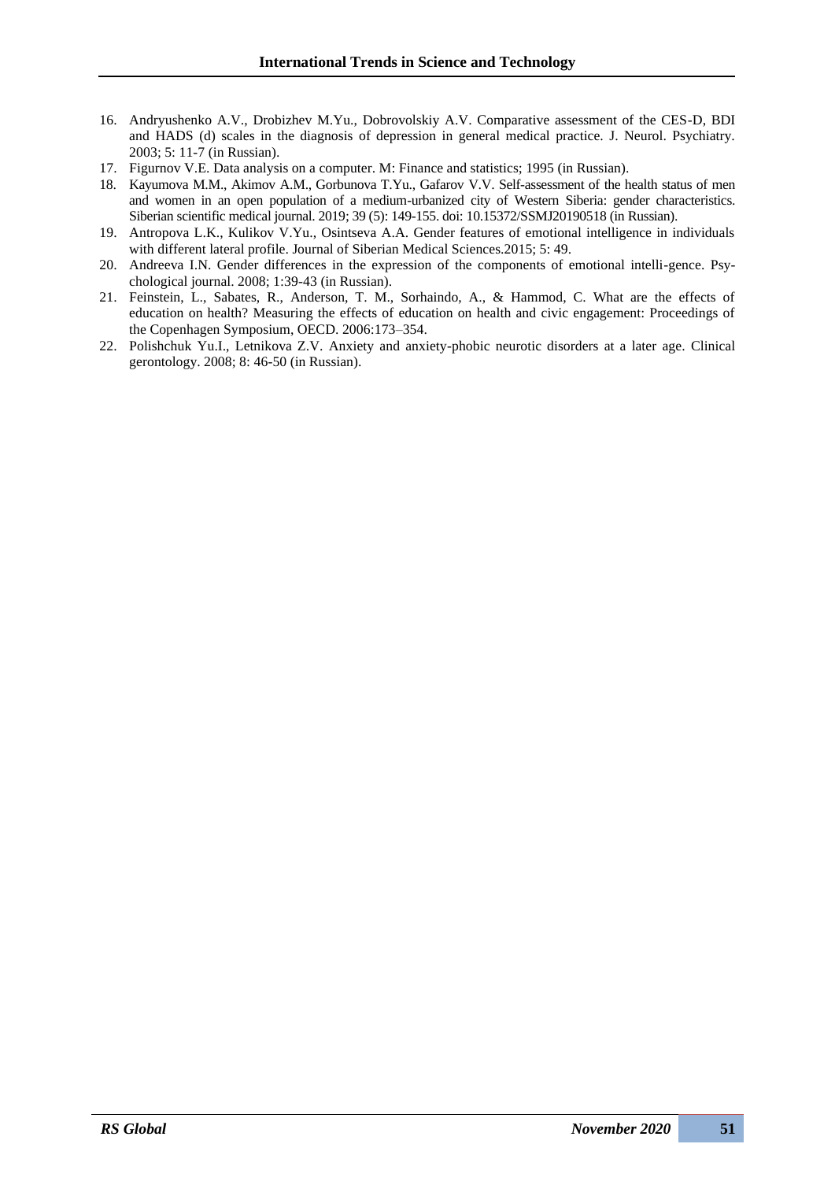16. Andryushenko A.V., Drobizhev M.Yu., Dobrovolskiy A.V. Comparative assessment of the CES-D, BDI and HADS (d) scales in the diagnosis of depression in general medical practice. J. Neurol. Psychiatry. 2003; 5: 11-7 (in Russian).
17. Figurnov V.E. Data analysis on a computer. M: Finance and statistics; 1995 (in Russian).
18. Kayumova M.M., Akimov A.M., Gorbunova T.Yu., Gafarov V.V. Self-assessment of the health status of men and women in an open population of a medium-urbanized city of Western Siberia: gender characteristics. Siberian scientific medical journal. 2019; 39 (5): 149-155. doi: 10.15372/SSMJ20190518 (in Russian).
19. Antropova L.K., Kulikov V.Yu., Osintseva A.A. Gender features of emotional intelligence in individuals with different lateral profile. Journal of Siberian Medical Sciences.2015; 5: 49.
20. Andreeva I.N. Gender differences in the expression of the components of emotional intelli-gence. Psychological journal. 2008; 1:39-43 (in Russian).
21. Feinstein, L., Sabates, R., Anderson, T. M., Sorhaindo, A., & Hammod, C. What are the effects of education on health? Measuring the effects of education on health and civic engagement: Proceedings of the Copenhagen Symposium, OECD. 2006:173–354.
22. Polishchuk Yu.I., Letnikova Z.V. Anxiety and anxiety-phobic neurotic disorders at a later age. Clinical gerontology. 2008; 8: 46-50 (in Russian).